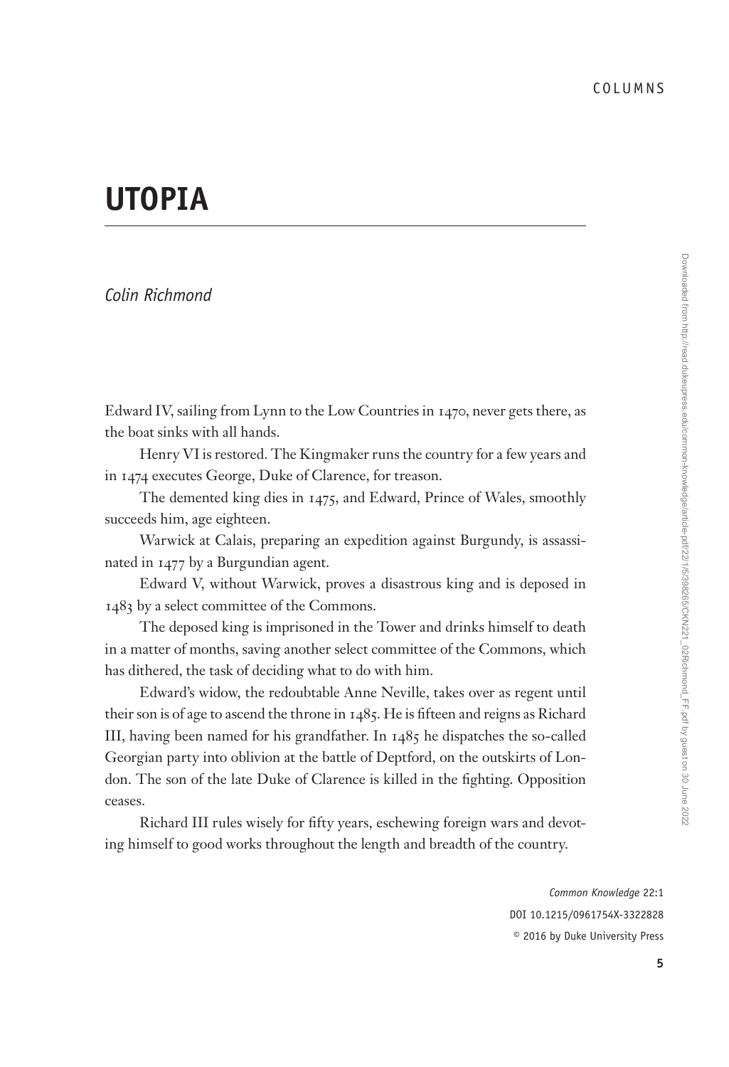# UTOPIA

*Colin Richmond*

Edward IV, sailing from Lynn to the Low Countries in 1470, never gets there, as the boat sinks with all hands.

Henry VI is restored. The Kingmaker runs the country for a few years and in 1474 executes George, Duke of Clarence, for treason.

The demented king dies in 1475, and Edward, Prince of Wales, smoothly succeeds him, age eighteen.

Warwick at Calais, preparing an expedition against Burgundy, is assassinated in 1477 by a Burgundian agent.

Edward V, without Warwick, proves a disastrous king and is deposed in 1483 by a select committee of the Commons.

The deposed king is imprisoned in the Tower and drinks himself to death in a matter of months, saving another select committee of the Commons, which has dithered, the task of deciding what to do with him.

Edward's widow, the redoubtable Anne Neville, takes over as regent until their son is of age to ascend the throne in 1485. He is fifteen and reigns as Richard III, having been named for his grandfather. In 1485 he dispatches the so-called Georgian party into oblivion at the battle of Deptford, on the outskirts of London. The son of the late Duke of Clarence is killed in the fighting. Opposition ceases.

Richard III rules wisely for fifty years, eschewing foreign wars and devoting himself to good works throughout the length and breadth of the country.

*Common Knowledge* 22:1
DOI 10.1215/0961754X-3322828
© 2016 by Duke University Press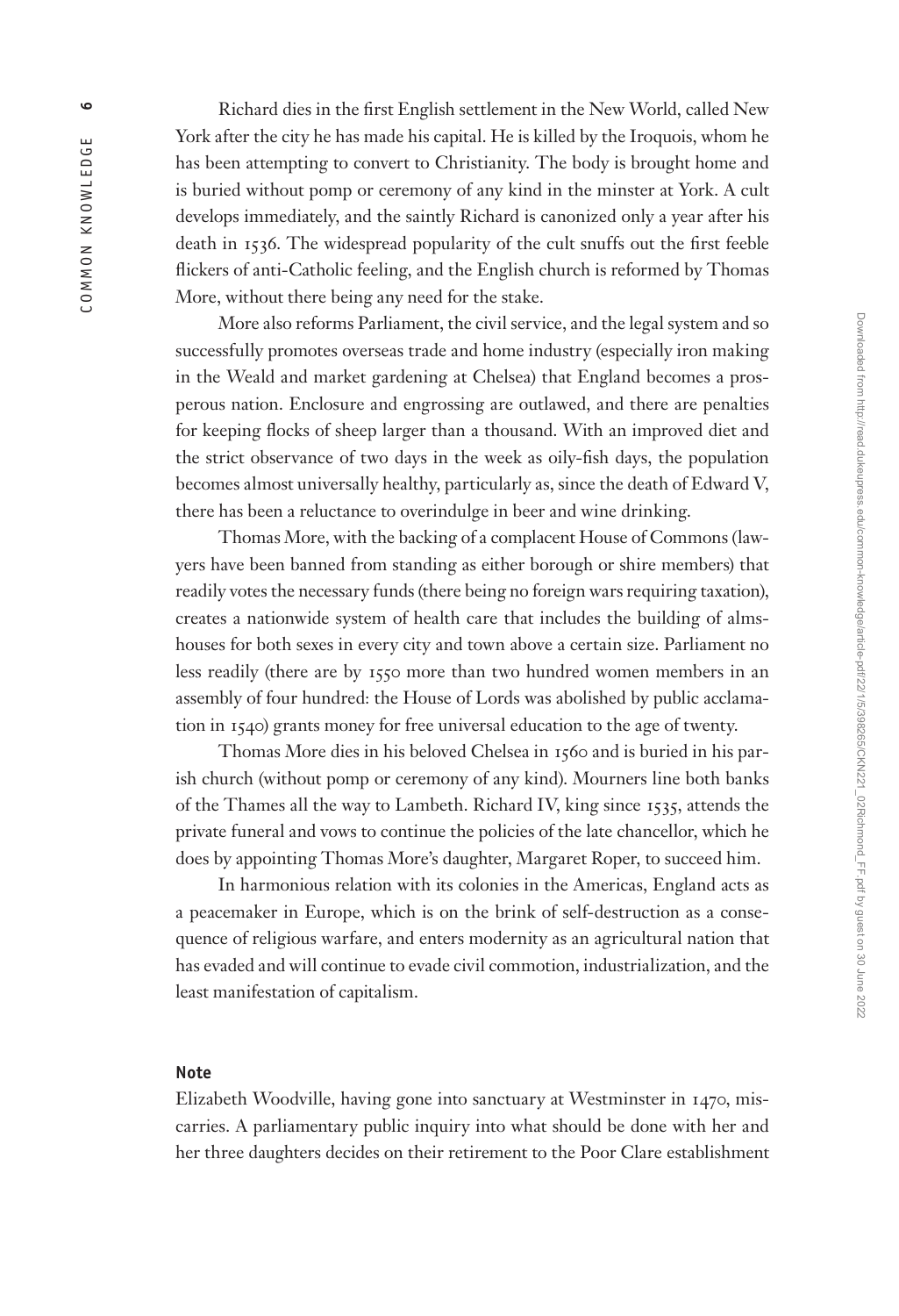Richard dies in the first English settlement in the New World, called New York after the city he has made his capital. He is killed by the Iroquois, whom he has been attempting to convert to Christianity. The body is brought home and is buried without pomp or ceremony of any kind in the minster at York. A cult develops immediately, and the saintly Richard is canonized only a year after his death in 1536. The widespread popularity of the cult snuffs out the first feeble flickers of anti-Catholic feeling, and the English church is reformed by Thomas More, without there being any need for the stake.

More also reforms Parliament, the civil service, and the legal system and so successfully promotes overseas trade and home industry (especially iron making in the Weald and market gardening at Chelsea) that England becomes a prosperous nation. Enclosure and engrossing are outlawed, and there are penalties for keeping flocks of sheep larger than a thousand. With an improved diet and the strict observance of two days in the week as oily-fish days, the population becomes almost universally healthy, particularly as, since the death of Edward V, there has been a reluctance to overindulge in beer and wine drinking.

Thomas More, with the backing of a complacent House of Commons (lawyers have been banned from standing as either borough or shire members) that readily votes the necessary funds (there being no foreign wars requiring taxation), creates a nationwide system of health care that includes the building of almshouses for both sexes in every city and town above a certain size. Parliament no less readily (there are by 1550 more than two hundred women members in an assembly of four hundred: the House of Lords was abolished by public acclamation in 1540) grants money for free universal education to the age of twenty.

Thomas More dies in his beloved Chelsea in 1560 and is buried in his parish church (without pomp or ceremony of any kind). Mourners line both banks of the Thames all the way to Lambeth. Richard IV, king since 1535, attends the private funeral and vows to continue the policies of the late chancellor, which he does by appointing Thomas More's daughter, Margaret Roper, to succeed him.

In harmonious relation with its colonies in the Americas, England acts as a peacemaker in Europe, which is on the brink of self-destruction as a consequence of religious warfare, and enters modernity as an agricultural nation that has evaded and will continue to evade civil commotion, industrialization, and the least manifestation of capitalism.

## Note

Elizabeth Woodville, having gone into sanctuary at Westminster in 1470, miscarries. A parliamentary public inquiry into what should be done with her and her three daughters decides on their retirement to the Poor Clare establishment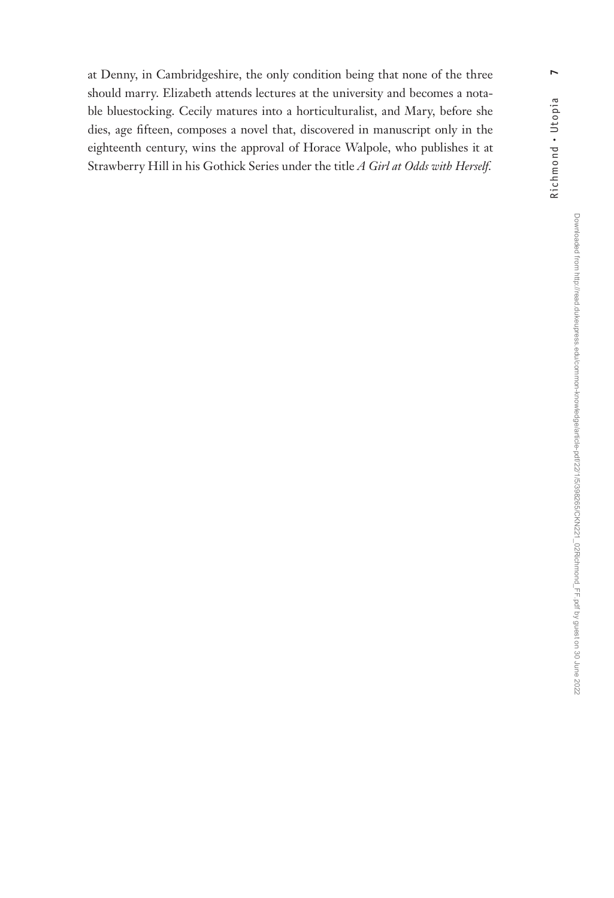at Denny, in Cambridgeshire, the only condition being that none of the three should marry. Elizabeth attends lectures at the university and becomes a notable bluestocking. Cecily matures into a horticulturalist, and Mary, before she dies, age fifteen, composes a novel that, discovered in manuscript only in the eighteenth century, wins the approval of Horace Walpole, who publishes it at Strawberry Hill in his Gothick Series under the title *A Girl at Odds with Herself*.